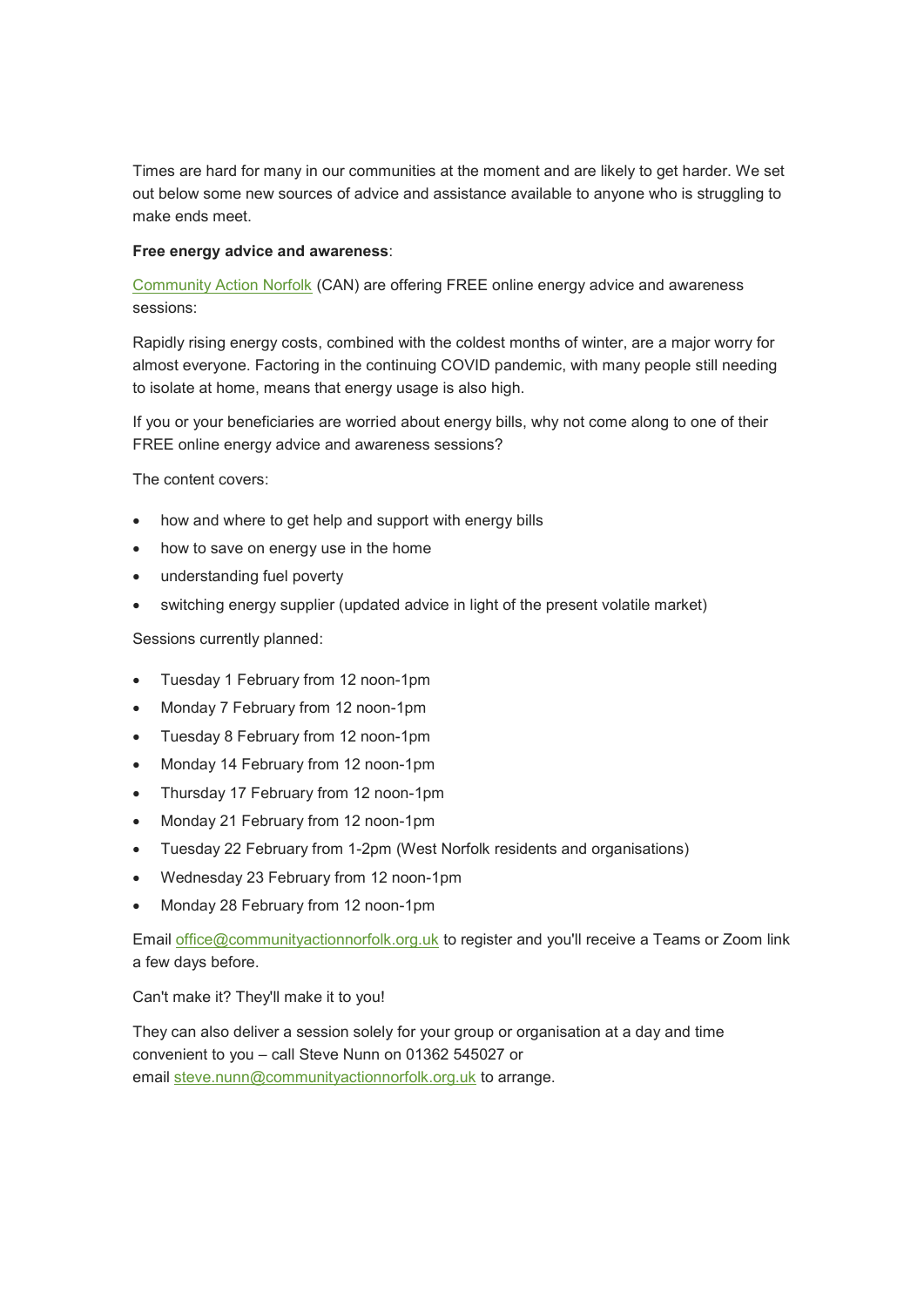Times are hard for many in our communities at the moment and are likely to get harder. We set out below some new sources of advice and assistance available to anyone who is struggling to make ends meet.

**Free energy advice and awareness**:

Community Action Norfolk (CAN) are offering FREE online energy advice and awareness sessions:

Rapidly rising energy costs, combined with the coldest months of winter, are a major worry for almost everyone. Factoring in the continuing COVID pandemic, with many people still needing to isolate at home, means that energy usage is also high.

If you or your beneficiaries are worried about energy bills, why not come along to one of their FREE online energy advice and awareness sessions?

The content covers:

- how and where to get help and support with energy bills
- how to save on energy use in the home
- understanding fuel poverty
- switching energy supplier (updated advice in light of the present volatile market)

Sessions currently planned:

- Tuesday 1 February from 12 noon-1pm
- Monday 7 February from 12 noon-1pm
- Tuesday 8 February from 12 noon-1pm
- Monday 14 February from 12 noon-1pm
- Thursday 17 February from 12 noon-1pm
- Monday 21 February from 12 noon-1pm
- Tuesday 22 February from 1-2pm (West Norfolk residents and organisations)
- Wednesday 23 February from 12 noon-1pm
- Monday 28 February from 12 noon-1pm

Email office@communityactionnorfolk.org.uk to register and you'll receive a Teams or Zoom link a few days before.

Can't make it? They'll make it to you!

They can also deliver a session solely for your group or organisation at a day and time convenient to you – call Steve Nunn on 01362 545027 or email steve.nunn@communityactionnorfolk.org.uk to arrange.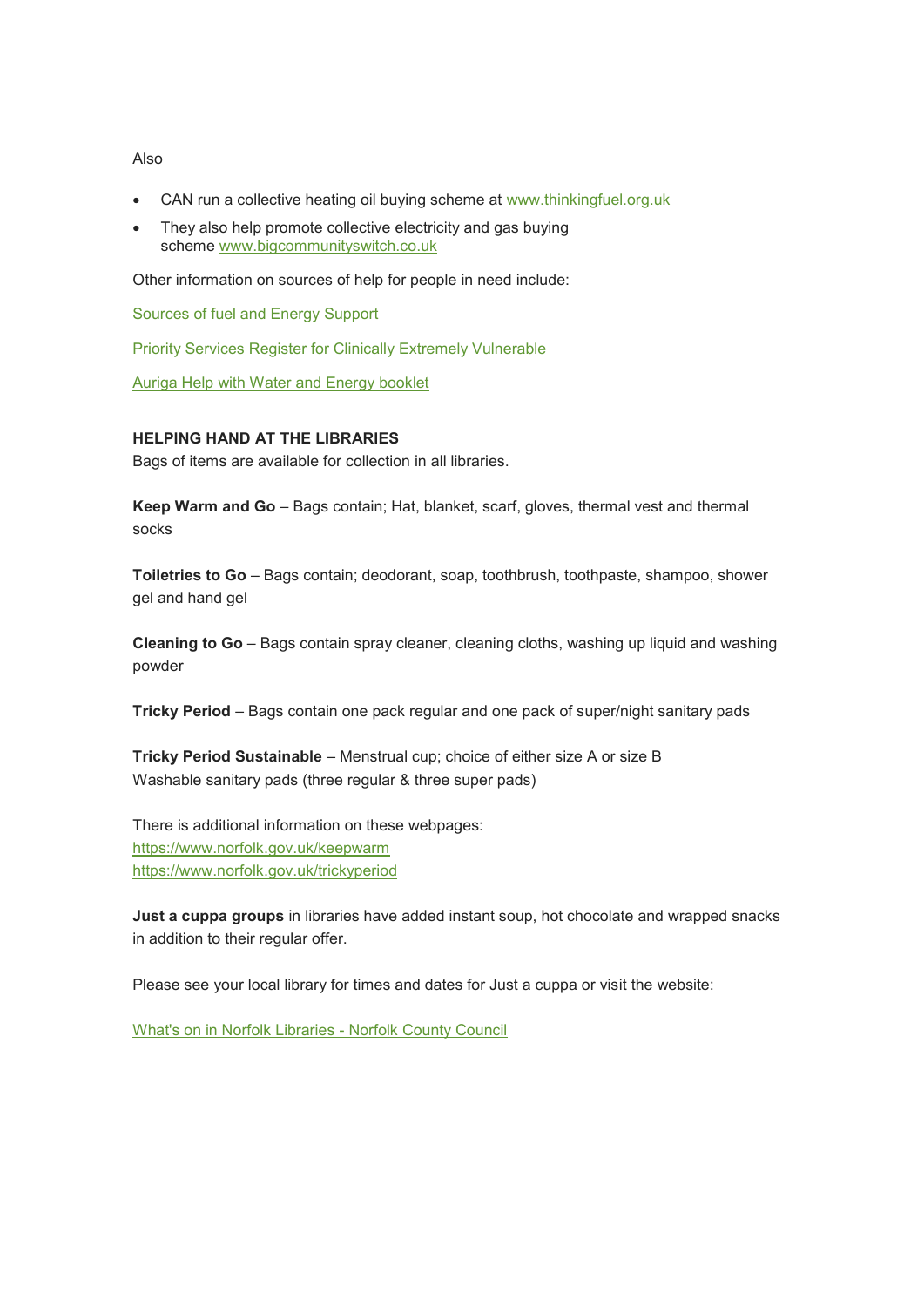Also

- CAN run a collective heating oil buying scheme at www.thinkingfuel.org.uk
- They also help promote collective electricity and gas buying scheme www.bigcommunityswitch.co.uk

Other information on sources of help for people in need include:

Sources of fuel and Energy Support

Priority Services Register for Clinically Extremely Vulnerable

Auriga Help with Water and Energy booklet

**HELPING HAND AT THE LIBRARIES**

Bags of items are available for collection in all libraries.

**Keep Warm and Go** – Bags contain; Hat, blanket, scarf, gloves, thermal vest and thermal socks

**Toiletries to Go** – Bags contain; deodorant, soap, toothbrush, toothpaste, shampoo, shower gel and hand gel

**Cleaning to Go** – Bags contain spray cleaner, cleaning cloths, washing up liquid and washing powder

**Tricky Period** – Bags contain one pack regular and one pack of super/night sanitary pads

**Tricky Period Sustainable** – Menstrual cup; choice of either size A or size B
Washable sanitary pads (three regular & three super pads)

There is additional information on these webpages:
https://www.norfolk.gov.uk/keepwarm
https://www.norfolk.gov.uk/trickyperiod

**Just a cuppa groups** in libraries have added instant soup, hot chocolate and wrapped snacks in addition to their regular offer.

Please see your local library for times and dates for Just a cuppa or visit the website:

What's on in Norfolk Libraries - Norfolk County Council